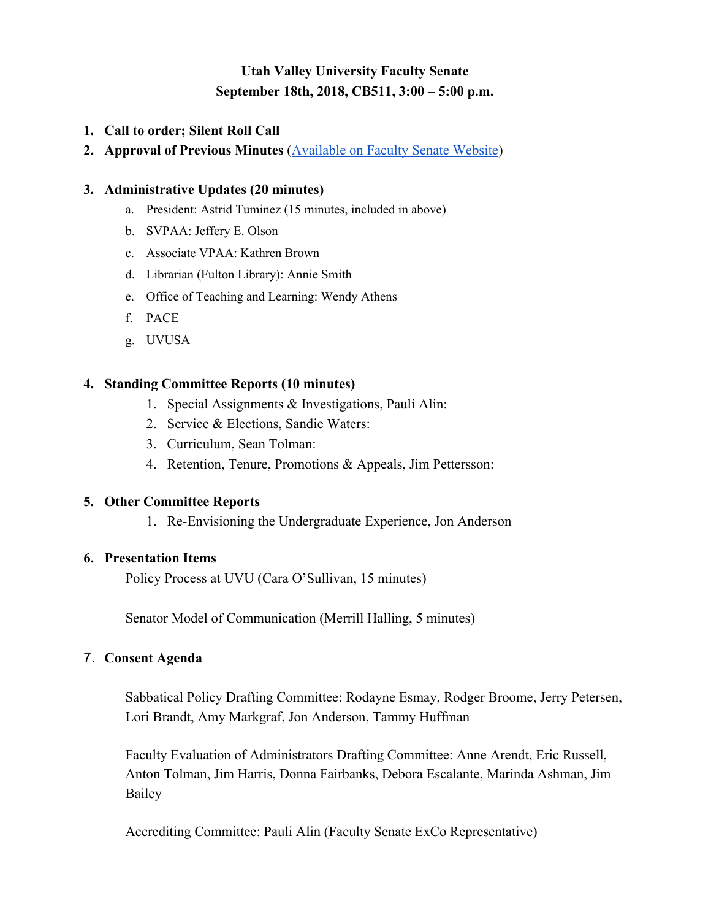# Utah Valley University Faculty Senate
## September 18th, 2018, CB511, 3:00 – 5:00 p.m.

1. **Call to order; Silent Roll Call**
2. **Approval of Previous Minutes** ([Available on Faculty Senate Website]())

3. **Administrative Updates (20 minutes)**
   a. President: Astrid Tuminez (15 minutes, included in above)
   b. SVPAA: Jeffery E. Olson
   c. Associate VPAA: Kathren Brown
   d. Librarian (Fulton Library): Annie Smith
   e. Office of Teaching and Learning: Wendy Athens
   f. PACE
   g. UVUSA

4. **Standing Committee Reports (10 minutes)**
   1. Special Assignments & Investigations, Pauli Alin:
   2. Service & Elections, Sandie Waters:
   3. Curriculum, Sean Tolman:
   4. Retention, Tenure, Promotions & Appeals, Jim Pettersson:

5. **Other Committee Reports**
   1. Re-Envisioning the Undergraduate Experience, Jon Anderson

6. **Presentation Items**

   Policy Process at UVU (Cara O'Sullivan, 15 minutes)

   Senator Model of Communication (Merrill Halling, 5 minutes)

7. **Consent Agenda**

   Sabbatical Policy Drafting Committee: Rodayne Esmay, Rodger Broome, Jerry Petersen, Lori Brandt, Amy Markgraf, Jon Anderson, Tammy Huffman

   Faculty Evaluation of Administrators Drafting Committee: Anne Arendt, Eric Russell, Anton Tolman, Jim Harris, Donna Fairbanks, Debora Escalante, Marinda Ashman, Jim Bailey

   Accrediting Committee: Pauli Alin (Faculty Senate ExCo Representative)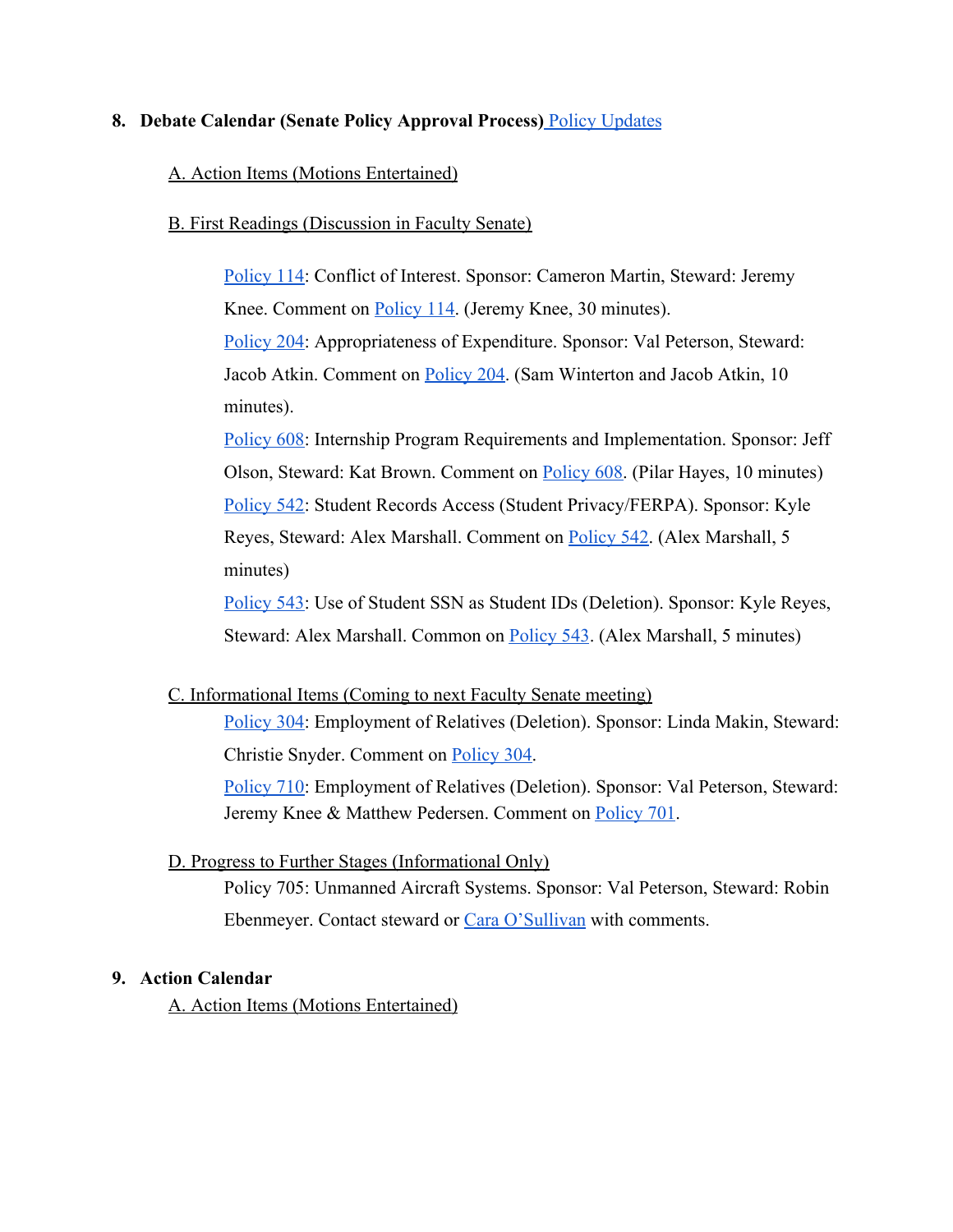8. **Debate Calendar (Senate Policy Approval Process)** Policy Updates

   A. Action Items (Motions Entertained)

   B. First Readings (Discussion in Faculty Senate)

      Policy 114: Conflict of Interest. Sponsor: Cameron Martin, Steward: Jeremy Knee. Comment on Policy 114. (Jeremy Knee, 30 minutes).
      Policy 204: Appropriateness of Expenditure. Sponsor: Val Peterson, Steward: Jacob Atkin. Comment on Policy 204. (Sam Winterton and Jacob Atkin, 10 minutes).
      Policy 608: Internship Program Requirements and Implementation. Sponsor: Jeff Olson, Steward: Kat Brown. Comment on Policy 608. (Pilar Hayes, 10 minutes)
      Policy 542: Student Records Access (Student Privacy/FERPA). Sponsor: Kyle Reyes, Steward: Alex Marshall. Comment on Policy 542. (Alex Marshall, 5 minutes)
      Policy 543: Use of Student SSN as Student IDs (Deletion). Sponsor: Kyle Reyes, Steward: Alex Marshall. Common on Policy 543. (Alex Marshall, 5 minutes)

   C. Informational Items (Coming to next Faculty Senate meeting)
      Policy 304: Employment of Relatives (Deletion). Sponsor: Linda Makin, Steward: Christie Snyder. Comment on Policy 304.
      Policy 710: Employment of Relatives (Deletion). Sponsor: Val Peterson, Steward: Jeremy Knee & Matthew Pedersen. Comment on Policy 701.

   D. Progress to Further Stages (Informational Only)
      Policy 705: Unmanned Aircraft Systems. Sponsor: Val Peterson, Steward: Robin Ebenmeyer. Contact steward or Cara O'Sullivan with comments.

9. **Action Calendar**
   A. Action Items (Motions Entertained)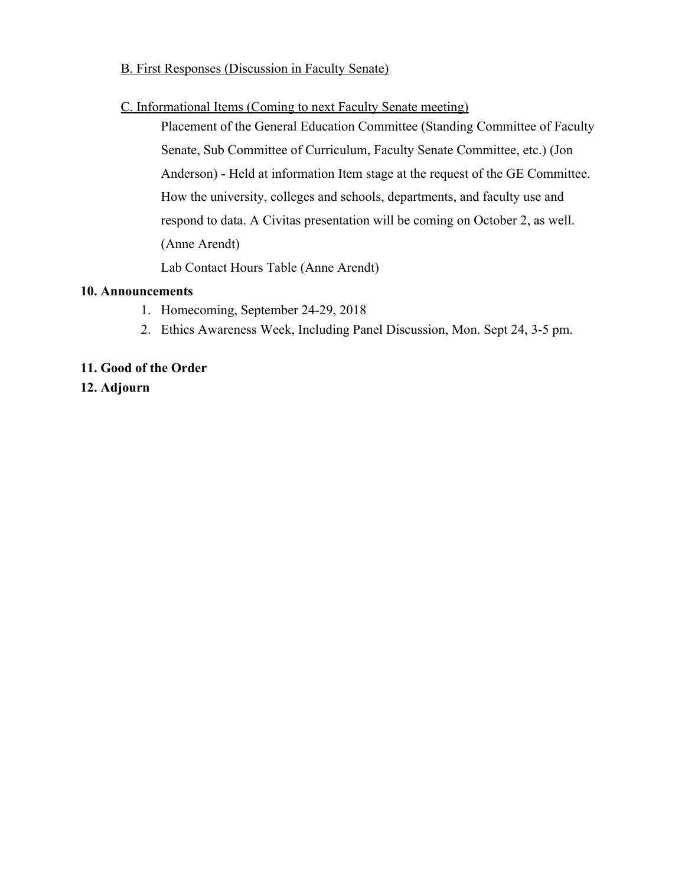<u>B. First Responses (Discussion in Faculty Senate)</u>

<u>C. Informational Items (Coming to next Faculty Senate meeting)</u>

Placement of the General Education Committee (Standing Committee of Faculty Senate, Sub Committee of Curriculum, Faculty Senate Committee, etc.) (Jon Anderson) - Held at information Item stage at the request of the GE Committee.

How the university, colleges and schools, departments, and faculty use and respond to data. A Civitas presentation will be coming on October 2, as well. (Anne Arendt)

Lab Contact Hours Table (Anne Arendt)

**10. Announcements**

1. Homecoming, September 24-29, 2018
2. Ethics Awareness Week, Including Panel Discussion, Mon. Sept 24, 3-5 pm.

**11. Good of the Order**

**12. Adjourn**